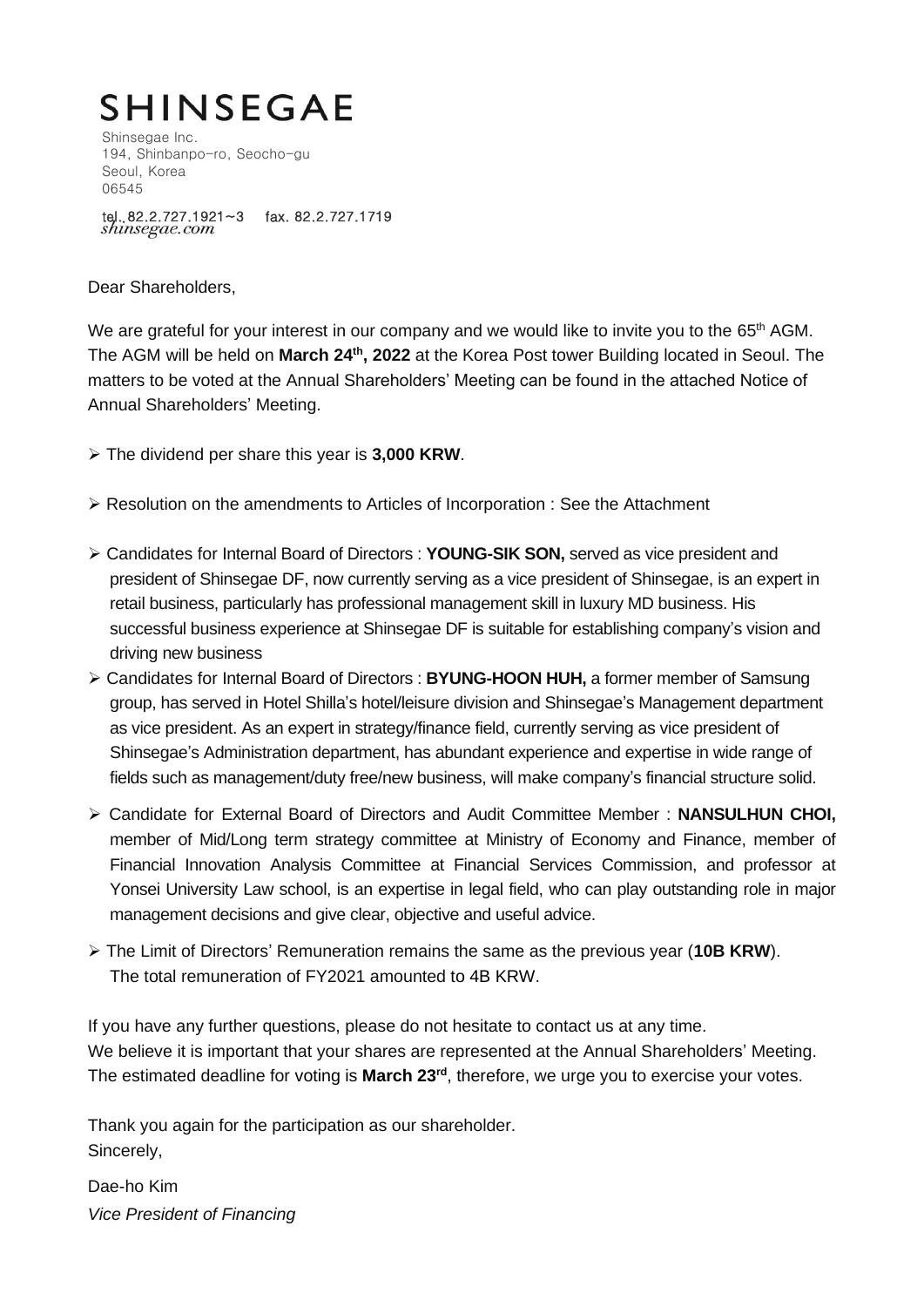# SHINSEGAE

Shinsegae Inc.
194, Shinbanpo-ro, Seocho-gu
Seoul, Korea
06545

tel. 82.2.727.1921~3 fax. 82.2.727.1719
*shinsegae.com*

Dear Shareholders,

We are grateful for your interest in our company and we would like to invite you to the 65th AGM. The AGM will be held on **March 24th, 2022** at the Korea Post tower Building located in Seoul. The matters to be voted at the Annual Shareholders' Meeting can be found in the attached Notice of Annual Shareholders' Meeting.

- The dividend per share this year is **3,000 KRW**.
- Resolution on the amendments to Articles of Incorporation : See the Attachment
- Candidates for Internal Board of Directors : **YOUNG-SIK SON,** served as vice president and president of Shinsegae DF, now currently serving as a vice president of Shinsegae, is an expert in retail business, particularly has professional management skill in luxury MD business. His successful business experience at Shinsegae DF is suitable for establishing company's vision and driving new business
- Candidates for Internal Board of Directors : **BYUNG-HOON HUH,** a former member of Samsung group, has served in Hotel Shilla's hotel/leisure division and Shinsegae's Management department as vice president. As an expert in strategy/finance field, currently serving as vice president of Shinsegae's Administration department, has abundant experience and expertise in wide range of fields such as management/duty free/new business, will make company's financial structure solid.
- Candidate for External Board of Directors and Audit Committee Member : **NANSULHUN CHOI,** member of Mid/Long term strategy committee at Ministry of Economy and Finance, member of Financial Innovation Analysis Committee at Financial Services Commission, and professor at Yonsei University Law school, is an expertise in legal field, who can play outstanding role in major management decisions and give clear, objective and useful advice.
- The Limit of Directors' Remuneration remains the same as the previous year (**10B KRW**). The total remuneration of FY2021 amounted to 4B KRW.

If you have any further questions, please do not hesitate to contact us at any time.
We believe it is important that your shares are represented at the Annual Shareholders' Meeting.
The estimated deadline for voting is **March 23rd**, therefore, we urge you to exercise your votes.

Thank you again for the participation as our shareholder.
Sincerely,

Dae-ho Kim
*Vice President of Financing*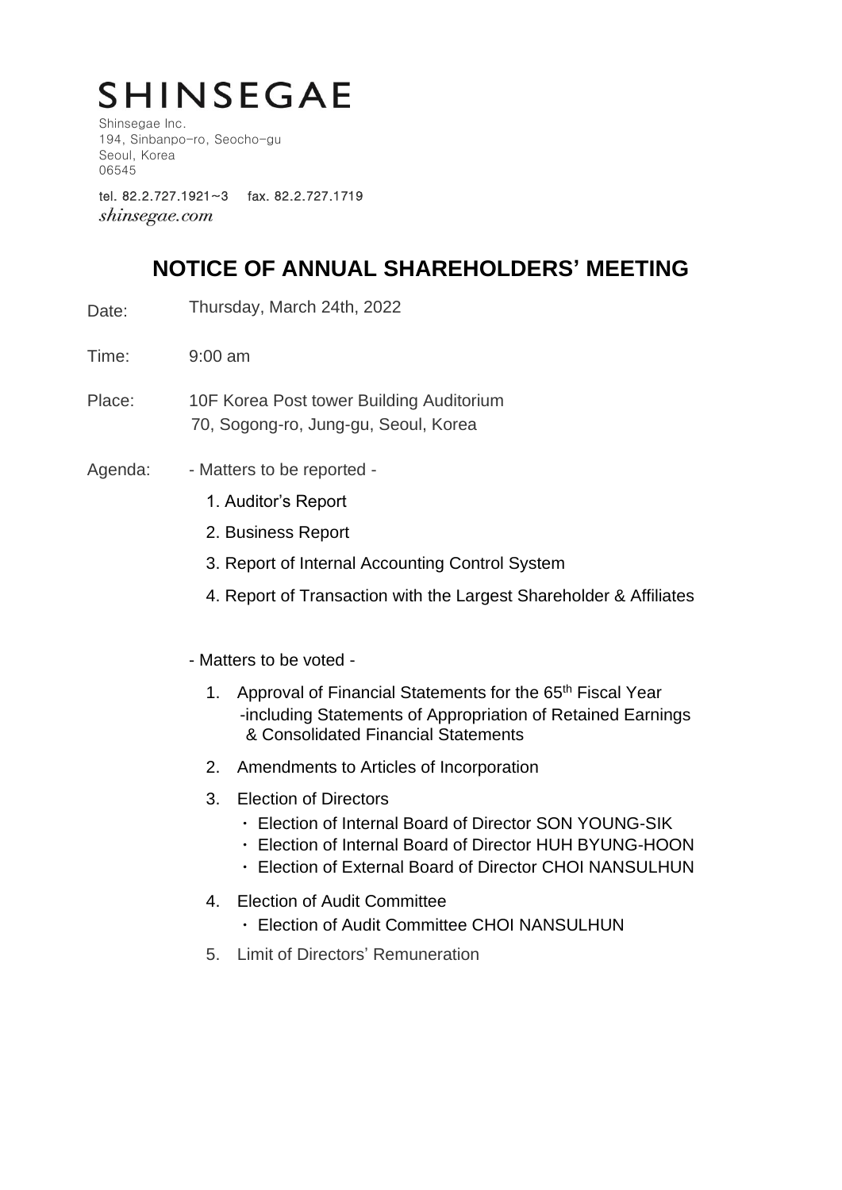# SHINSEGAE

Shinsegae Inc.
194, Sinbanpo-ro, Seocho-gu
Seoul, Korea
06545

tel. 82.2.727.1921~3 fax. 82.2.727.1719
*shinsegae.com*

## NOTICE OF ANNUAL SHAREHOLDERS' MEETING

Date: Thursday, March 24th, 2022

Time: 9:00 am

Place: 10F Korea Post tower Building Auditorium
70, Sogong-ro, Jung-gu, Seoul, Korea

Agenda: - Matters to be reported -

1. Auditor's Report
2. Business Report
3. Report of Internal Accounting Control System
4. Report of Transaction with the Largest Shareholder & Affiliates

- Matters to be voted -

1. Approval of Financial Statements for the 65th Fiscal Year
   -including Statements of Appropriation of Retained Earnings & Consolidated Financial Statements
2. Amendments to Articles of Incorporation
3. Election of Directors
   - Election of Internal Board of Director SON YOUNG-SIK
   - Election of Internal Board of Director HUH BYUNG-HOON
   - Election of External Board of Director CHOI NANSULHUN
4. Election of Audit Committee
   - Election of Audit Committee CHOI NANSULHUN
5. Limit of Directors' Remuneration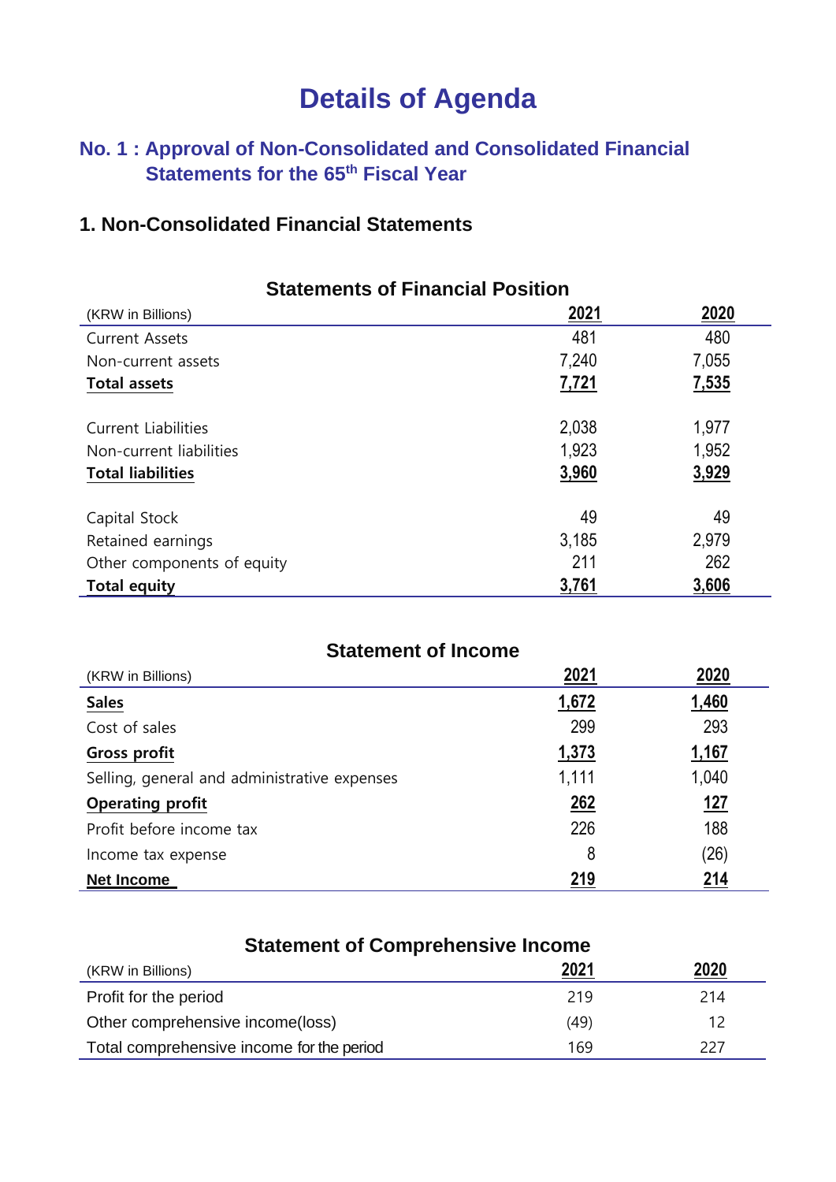# Details of Agenda

## No. 1 : Approval of Non-Consolidated and Consolidated Financial Statements for the 65th Fiscal Year

### 1. Non-Consolidated Financial Statements

**Statements of Financial Position**

| (KRW in Billions) | 2021 | 2020 |
|---|---|---|
| Current Assets | 481 | 480 |
| Non-current assets | 7,240 | 7,055 |
| **Total assets** | **7,721** | **7,535** |
| | | |
| Current Liabilities | 2,038 | 1,977 |
| Non-current liabilities | 1,923 | 1,952 |
| **Total liabilities** | **3,960** | **3,929** |
| | | |
| Capital Stock | 49 | 49 |
| Retained earnings | 3,185 | 2,979 |
| Other components of equity | 211 | 262 |
| **Total equity** | **3,761** | **3,606** |

**Statement of Income**

| (KRW in Billions) | 2021 | 2020 |
|---|---|---|
| **Sales** | **1,672** | **1,460** |
| Cost of sales | 299 | 293 |
| **Gross profit** | **1,373** | **1,167** |
| Selling, general and administrative expenses | 1,111 | 1,040 |
| **Operating profit** | **262** | **127** |
| Profit before income tax | 226 | 188 |
| Income tax expense | 8 | (26) |
| **Net Income** | **219** | **214** |

**Statement of Comprehensive Income**

| (KRW in Billions) | 2021 | 2020 |
|---|---|---|
| Profit for the period | 219 | 214 |
| Other comprehensive income(loss) | (49) | 12 |
| Total comprehensive income for the period | 169 | 227 |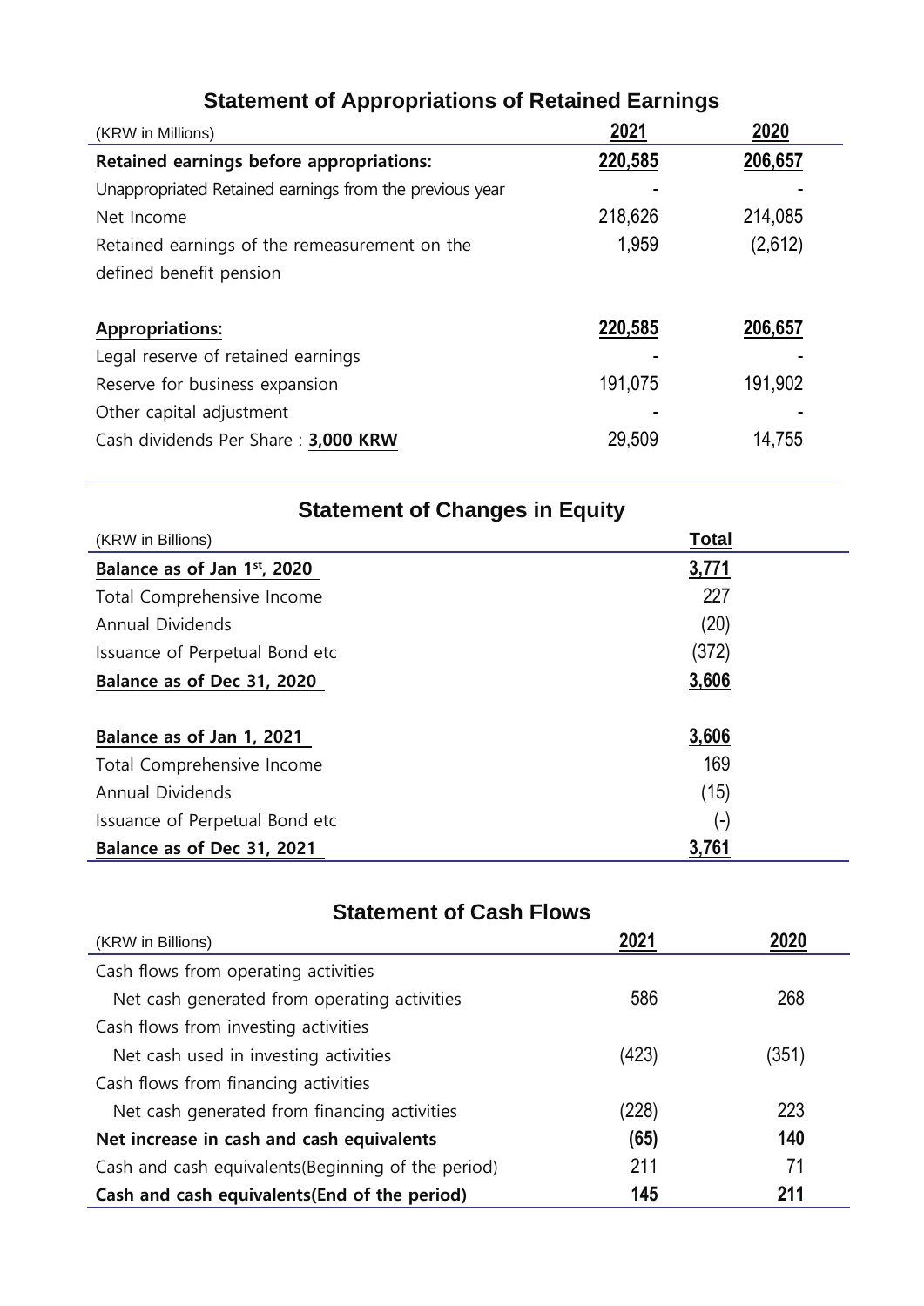## Statement of Appropriations of Retained Earnings

| (KRW in Millions) | 2021 | 2020 |
|---|---|---|
| **Retained earnings before appropriations:** | **220,585** | **206,657** |
| Unappropriated Retained earnings from the previous year | - | - |
| Net Income | 218,626 | 214,085 |
| Retained earnings of the remeasurement on the defined benefit pension | 1,959 | (2,612) |
| **Appropriations:** | **220,585** | **206,657** |
| Legal reserve of retained earnings | - | - |
| Reserve for business expansion | 191,075 | 191,902 |
| Other capital adjustment | - | - |
| Cash dividends Per Share : **3,000 KRW** | 29,509 | 14,755 |

## Statement of Changes in Equity

| (KRW in Billions) | Total |
|---|---|
| **Balance as of Jan 1st, 2020** | **3,771** |
| Total Comprehensive Income | 227 |
| Annual Dividends | (20) |
| Issuance of Perpetual Bond etc | (372) |
| **Balance as of Dec 31, 2020** | **3,606** |
| **Balance as of Jan 1, 2021** | **3,606** |
| Total Comprehensive Income | 169 |
| Annual Dividends | (15) |
| Issuance of Perpetual Bond etc | (-) |
| **Balance as of Dec 31, 2021** | **3,761** |

## Statement of Cash Flows

| (KRW in Billions) | 2021 | 2020 |
|---|---|---|
| Cash flows from operating activities | | |
| Net cash generated from operating activities | 586 | 268 |
| Cash flows from investing activities | | |
| Net cash used in investing activities | (423) | (351) |
| Cash flows from financing activities | | |
| Net cash generated from financing activities | (228) | 223 |
| **Net increase in cash and cash equivalents** | **(65)** | **140** |
| Cash and cash equivalents(Beginning of the period) | 211 | 71 |
| **Cash and cash equivalents(End of the period)** | **145** | **211** |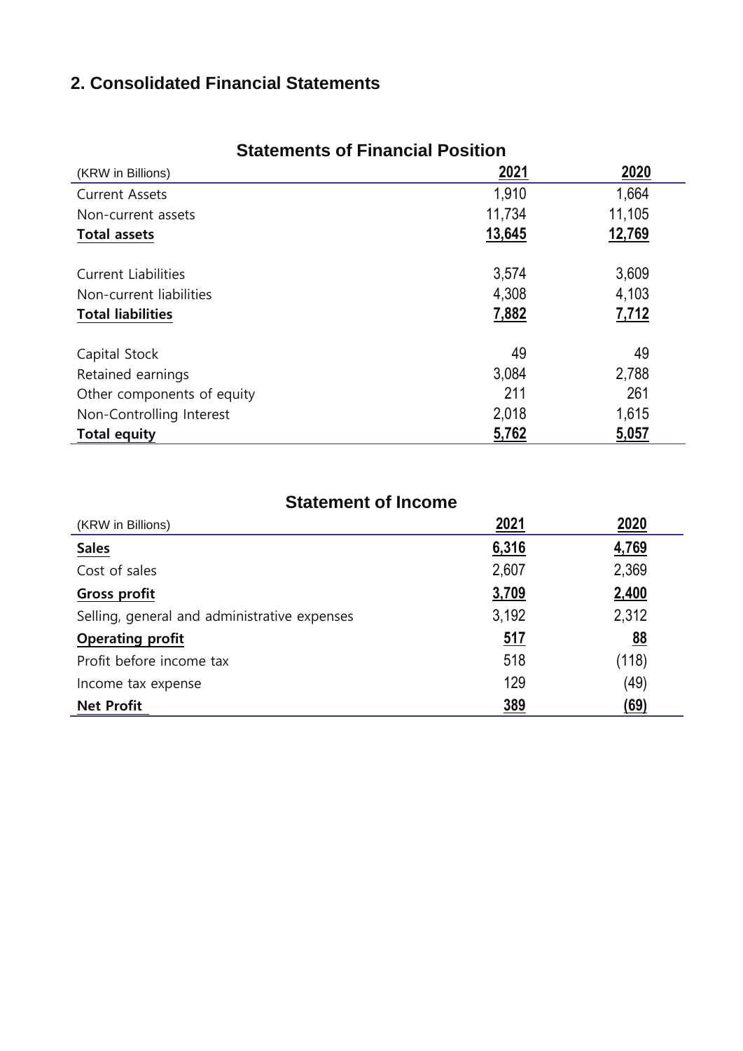## 2. Consolidated Financial Statements

### Statements of Financial Position

| (KRW in Billions) | 2021 | 2020 |
|---|---|---|
| Current Assets | 1,910 | 1,664 |
| Non-current assets | 11,734 | 11,105 |
| **Total assets** | **13,645** | **12,769** |
| | | |
| Current Liabilities | 3,574 | 3,609 |
| Non-current liabilities | 4,308 | 4,103 |
| **Total liabilities** | **7,882** | **7,712** |
| | | |
| Capital Stock | 49 | 49 |
| Retained earnings | 3,084 | 2,788 |
| Other components of equity | 211 | 261 |
| Non-Controlling Interest | 2,018 | 1,615 |
| **Total equity** | **5,762** | **5,057** |

### Statement of Income

| (KRW in Billions) | 2021 | 2020 |
|---|---|---|
| **Sales** | **6,316** | **4,769** |
| Cost of sales | 2,607 | 2,369 |
| **Gross profit** | **3,709** | **2,400** |
| Selling, general and administrative expenses | 3,192 | 2,312 |
| **Operating profit** | **517** | **88** |
| Profit before income tax | 518 | (118) |
| Income tax expense | 129 | (49) |
| **Net Profit** | **389** | **(69)** |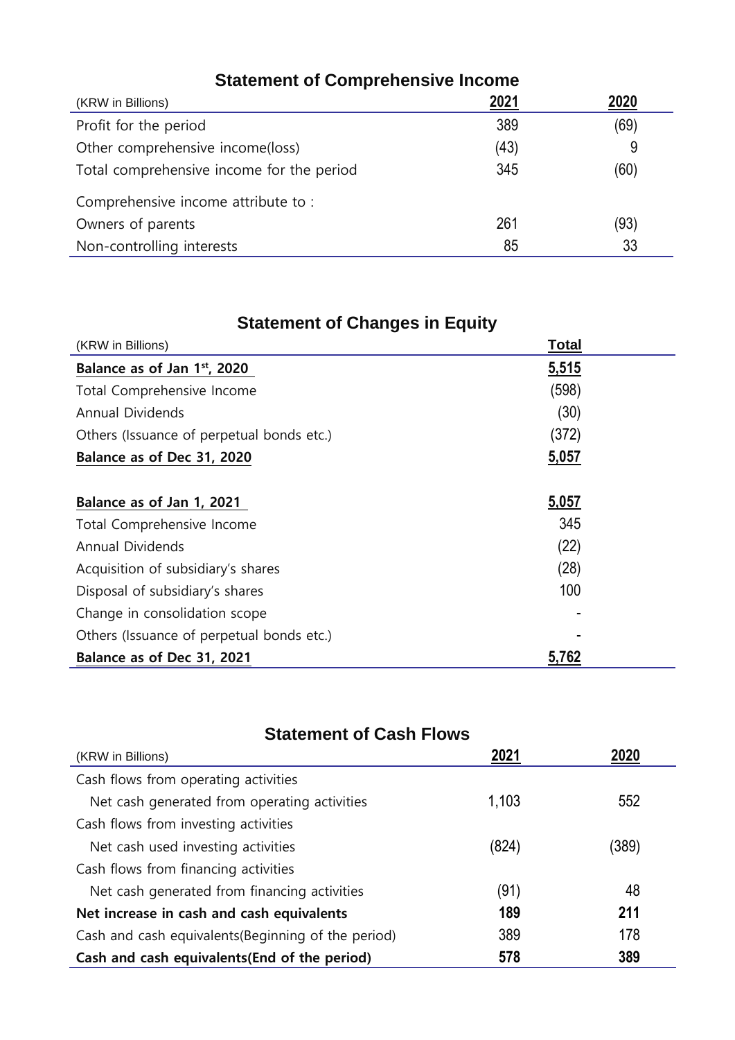## Statement of Comprehensive Income

| (KRW in Billions) | 2021 | 2020 |
|---|---|---|
| Profit for the period | 389 | (69) |
| Other comprehensive income(loss) | (43) | 9 |
| Total comprehensive income for the period | 345 | (60) |
| Comprehensive income attribute to : | | |
| Owners of parents | 261 | (93) |
| Non-controlling interests | 85 | 33 |

## Statement of Changes in Equity

| (KRW in Billions) | Total |
|---|---|
| **Balance as of Jan 1st, 2020** | **5,515** |
| Total Comprehensive Income | (598) |
| Annual Dividends | (30) |
| Others (Issuance of perpetual bonds etc.) | (372) |
| **Balance as of Dec 31, 2020** | **5,057** |
| | |
| **Balance as of Jan 1, 2021** | **5,057** |
| Total Comprehensive Income | 345 |
| Annual Dividends | (22) |
| Acquisition of subsidiary's shares | (28) |
| Disposal of subsidiary's shares | 100 |
| Change in consolidation scope | - |
| Others (Issuance of perpetual bonds etc.) | - |
| **Balance as of Dec 31, 2021** | **5,762** |

## Statement of Cash Flows

| (KRW in Billions) | 2021 | 2020 |
|---|---|---|
| Cash flows from operating activities | | |
| Net cash generated from operating activities | 1,103 | 552 |
| Cash flows from investing activities | | |
| Net cash used investing activities | (824) | (389) |
| Cash flows from financing activities | | |
| Net cash generated from financing activities | (91) | 48 |
| **Net increase in cash and cash equivalents** | **189** | **211** |
| Cash and cash equivalents(Beginning of the period) | 389 | 178 |
| **Cash and cash equivalents(End of the period)** | **578** | **389** |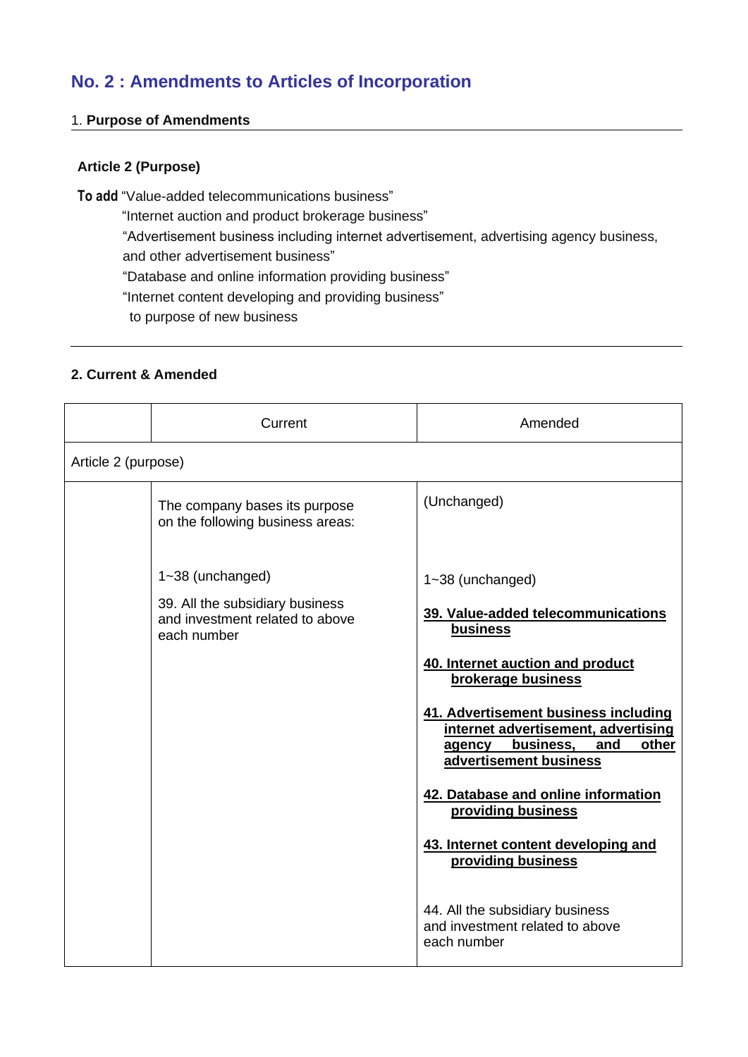## No. 2 : Amendments to Articles of Incorporation

### 1. **Purpose of Amendments**

**Article 2 (Purpose)**

**To add** "Value-added telecommunications business"
"Internet auction and product brokerage business"
"Advertisement business including internet advertisement, advertising agency business, and other advertisement business"
"Database and online information providing business"
"Internet content developing and providing business"
to purpose of new business

### 2. Current & Amended

| | Current | Amended |
|---|---|---|
| Article 2 (purpose) | | |
| | The company bases its purpose on the following business areas: | (Unchanged) |
| | 1~38 (unchanged) | 1~38 (unchanged) |
| | 39. All the subsidiary business and investment related to above each number | **39. Value-added telecommunications business** |
| | | **40. Internet auction and product brokerage business** |
| | | **41. Advertisement business including internet advertisement, advertising agency business, and other advertisement business** |
| | | **42. Database and online information providing business** |
| | | **43. Internet content developing and providing business** |
| | | 44. All the subsidiary business and investment related to above each number |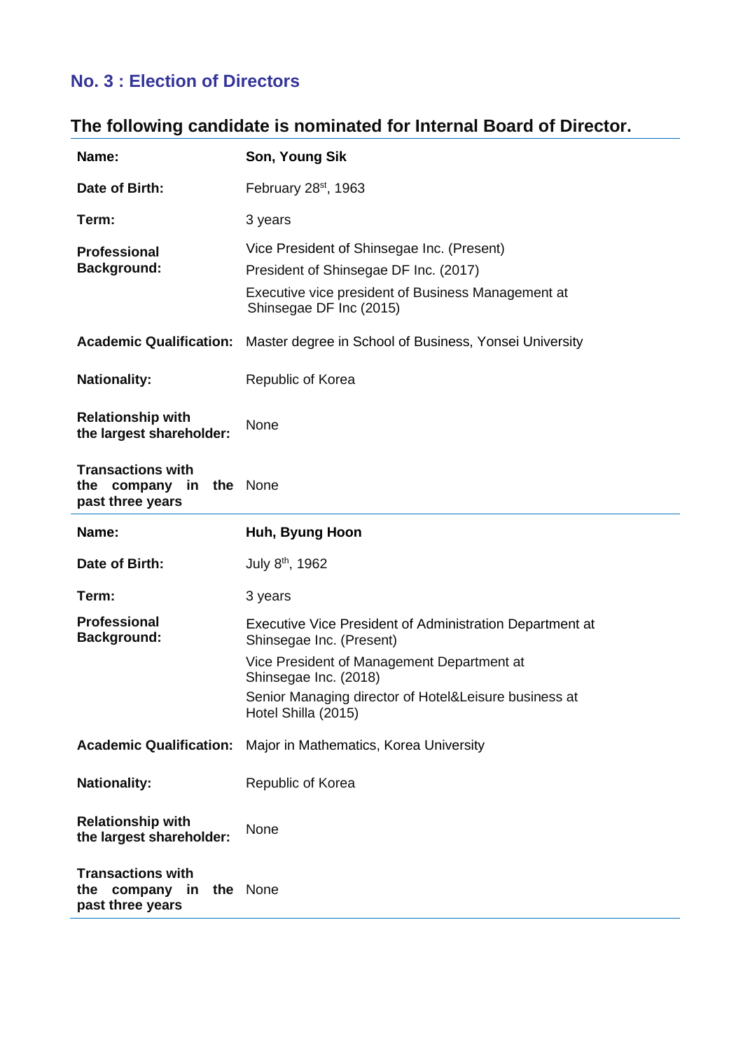## No. 3 : Election of Directors

### The following candidate is nominated for Internal Board of Director.

| | |
|---|---|
| **Name:** | **Son, Young Sik** |
| **Date of Birth:** | February 28st, 1963 |
| **Term:** | 3 years |
| **Professional Background:** | Vice President of Shinsegae Inc. (Present)<br>President of Shinsegae DF Inc. (2017)<br>Executive vice president of Business Management at Shinsegae DF Inc (2015) |
| **Academic Qualification:** | Master degree in School of Business, Yonsei University |
| **Nationality:** | Republic of Korea |
| **Relationship with the largest shareholder:** | None |
| **Transactions with the company in the past three years** | None |

| | |
|---|---|
| **Name:** | **Huh, Byung Hoon** |
| **Date of Birth:** | July 8th, 1962 |
| **Term:** | 3 years |
| **Professional Background:** | Executive Vice President of Administration Department at Shinsegae Inc. (Present)<br>Vice President of Management Department at Shinsegae Inc. (2018)<br>Senior Managing director of Hotel&Leisure business at Hotel Shilla (2015) |
| **Academic Qualification:** | Major in Mathematics, Korea University |
| **Nationality:** | Republic of Korea |
| **Relationship with the largest shareholder:** | None |
| **Transactions with the company in the past three years** | None |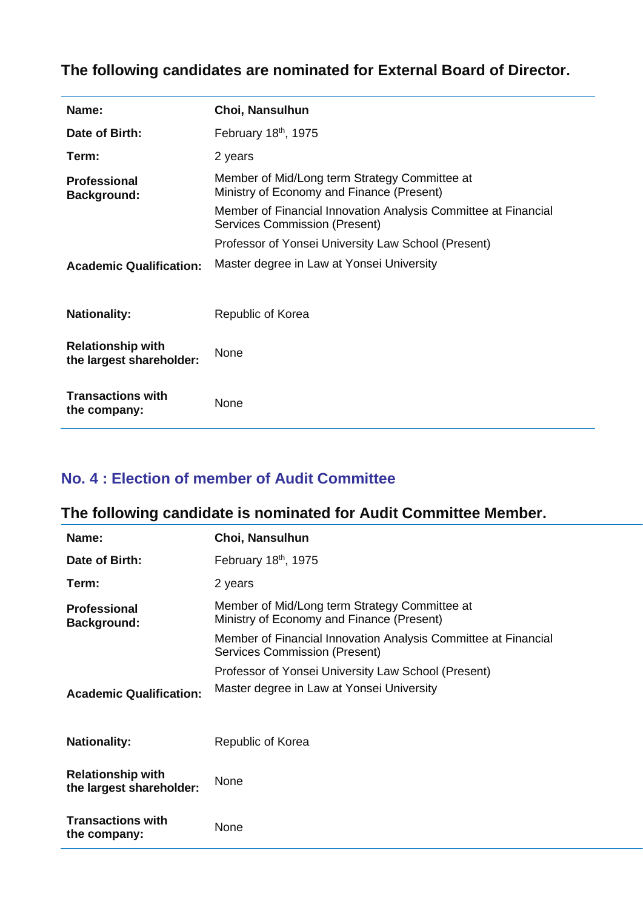## The following candidates are nominated for External Board of Director.

| | |
|---|---|
| **Name:** | **Choi, Nansulhun** |
| **Date of Birth:** | February 18th, 1975 |
| **Term:** | 2 years |
| **Professional Background:** | Member of Mid/Long term Strategy Committee at Ministry of Economy and Finance (Present) |
| | Member of Financial Innovation Analysis Committee at Financial Services Commission (Present) |
| | Professor of Yonsei University Law School (Present) |
| **Academic Qualification:** | Master degree in Law at Yonsei University |
| **Nationality:** | Republic of Korea |
| **Relationship with the largest shareholder:** | None |
| **Transactions with the company:** | None |

## No. 4 : Election of member of Audit Committee

## The following candidate is nominated for Audit Committee Member.

| | |
|---|---|
| **Name:** | **Choi, Nansulhun** |
| **Date of Birth:** | February 18th, 1975 |
| **Term:** | 2 years |
| **Professional Background:** | Member of Mid/Long term Strategy Committee at Ministry of Economy and Finance (Present) |
| | Member of Financial Innovation Analysis Committee at Financial Services Commission (Present) |
| | Professor of Yonsei University Law School (Present) |
| **Academic Qualification:** | Master degree in Law at Yonsei University |
| **Nationality:** | Republic of Korea |
| **Relationship with the largest shareholder:** | None |
| **Transactions with the company:** | None |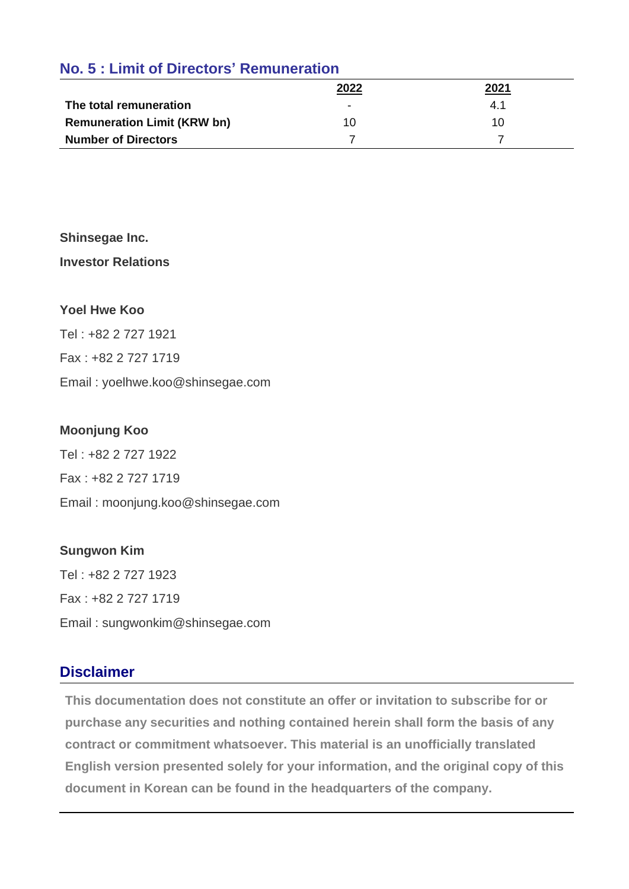## No. 5 : Limit of Directors' Remuneration

| | 2022 | 2021 |
|---|---|---|
| **The total remuneration** | - | 4.1 |
| **Remuneration Limit (KRW bn)** | 10 | 10 |
| **Number of Directors** | 7 | 7 |

**Shinsegae Inc.**

**Investor Relations**

**Yoel Hwe Koo**

Tel : +82 2 727 1921

Fax : +82 2 727 1719

Email : yoelhwe.koo@shinsegae.com

**Moonjung Koo**

Tel : +82 2 727 1922

Fax : +82 2 727 1719

Email : moonjung.koo@shinsegae.com

**Sungwon Kim**

Tel : +82 2 727 1923

Fax : +82 2 727 1719

Email : sungwonkim@shinsegae.com

## Disclaimer

**This documentation does not constitute an offer or invitation to subscribe for or purchase any securities and nothing contained herein shall form the basis of any contract or commitment whatsoever. This material is an unofficially translated English version presented solely for your information, and the original copy of this document in Korean can be found in the headquarters of the company.**